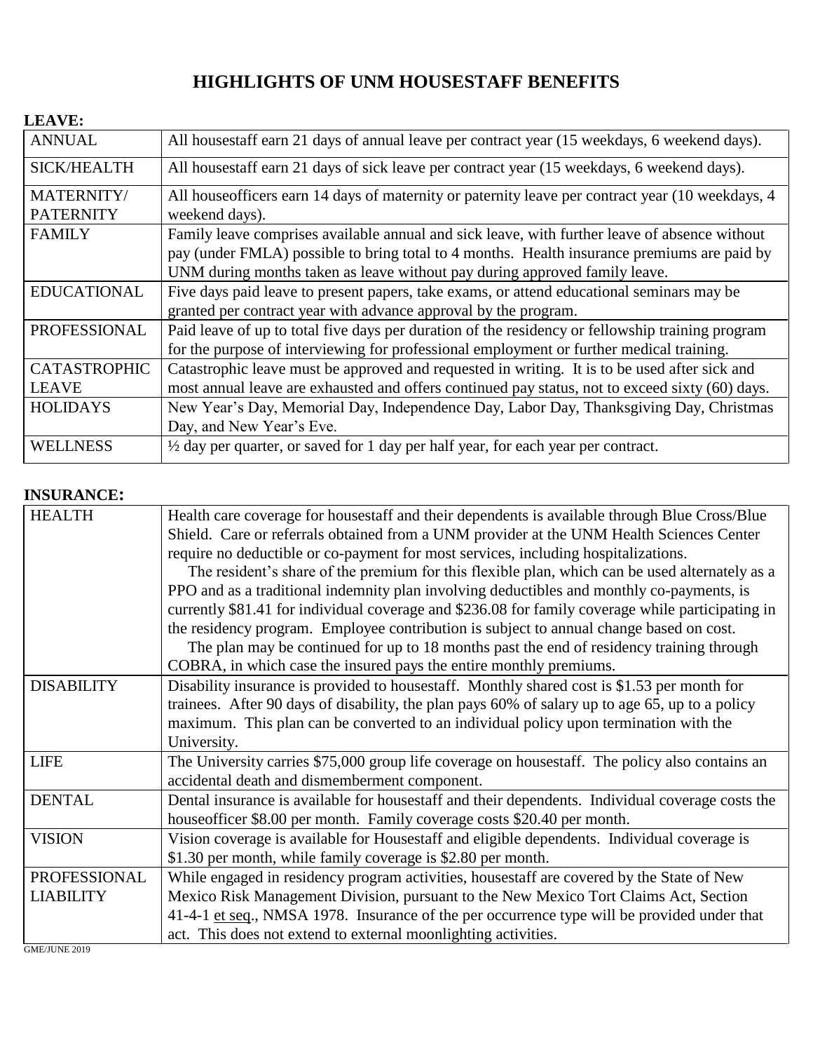# HIGHLIGHTS OF UNM HOUSESTAFF BENEFITS

**LEAVE:**

| | |
|---|---|
| ANNUAL | All housestaff earn 21 days of annual leave per contract year (15 weekdays, 6 weekend days). |
| SICK/HEALTH | All housestaff earn 21 days of sick leave per contract year (15 weekdays, 6 weekend days). |
| MATERNITY/ PATERNITY | All houseofficers earn 14 days of maternity or paternity leave per contract year (10 weekdays, 4 weekend days). |
| FAMILY | Family leave comprises available annual and sick leave, with further leave of absence without pay (under FMLA) possible to bring total to 4 months. Health insurance premiums are paid by UNM during months taken as leave without pay during approved family leave. |
| EDUCATIONAL | Five days paid leave to present papers, take exams, or attend educational seminars may be granted per contract year with advance approval by the program. |
| PROFESSIONAL | Paid leave of up to total five days per duration of the residency or fellowship training program for the purpose of interviewing for professional employment or further medical training. |
| CATASTROPHIC LEAVE | Catastrophic leave must be approved and requested in writing. It is to be used after sick and most annual leave are exhausted and offers continued pay status, not to exceed sixty (60) days. |
| HOLIDAYS | New Year's Day, Memorial Day, Independence Day, Labor Day, Thanksgiving Day, Christmas Day, and New Year's Eve. |
| WELLNESS | ½ day per quarter, or saved for 1 day per half year, for each year per contract. |

**INSURANCE:**

| | |
|---|---|
| HEALTH | Health care coverage for housestaff and their dependents is available through Blue Cross/Blue Shield. Care or referrals obtained from a UNM provider at the UNM Health Sciences Center require no deductible or co-payment for most services, including hospitalizations. The resident's share of the premium for this flexible plan, which can be used alternately as a PPO and as a traditional indemnity plan involving deductibles and monthly co-payments, is currently \$81.41 for individual coverage and \$236.08 for family coverage while participating in the residency program. Employee contribution is subject to annual change based on cost. The plan may be continued for up to 18 months past the end of residency training through COBRA, in which case the insured pays the entire monthly premiums. |
| DISABILITY | Disability insurance is provided to housestaff. Monthly shared cost is \$1.53 per month for trainees. After 90 days of disability, the plan pays 60% of salary up to age 65, up to a policy maximum. This plan can be converted to an individual policy upon termination with the University. |
| LIFE | The University carries \$75,000 group life coverage on housestaff. The policy also contains an accidental death and dismemberment component. |
| DENTAL | Dental insurance is available for housestaff and their dependents. Individual coverage costs the houseofficer \$8.00 per month. Family coverage costs \$20.40 per month. |
| VISION | Vision coverage is available for Housestaff and eligible dependents. Individual coverage is \$1.30 per month, while family coverage is \$2.80 per month. |
| PROFESSIONAL LIABILITY | While engaged in residency program activities, housestaff are covered by the State of New Mexico Risk Management Division, pursuant to the New Mexico Tort Claims Act, Section 41-4-1 et seq., NMSA 1978. Insurance of the per occurrence type will be provided under that act. This does not extend to external moonlighting activities. |

GME/JUNE 2019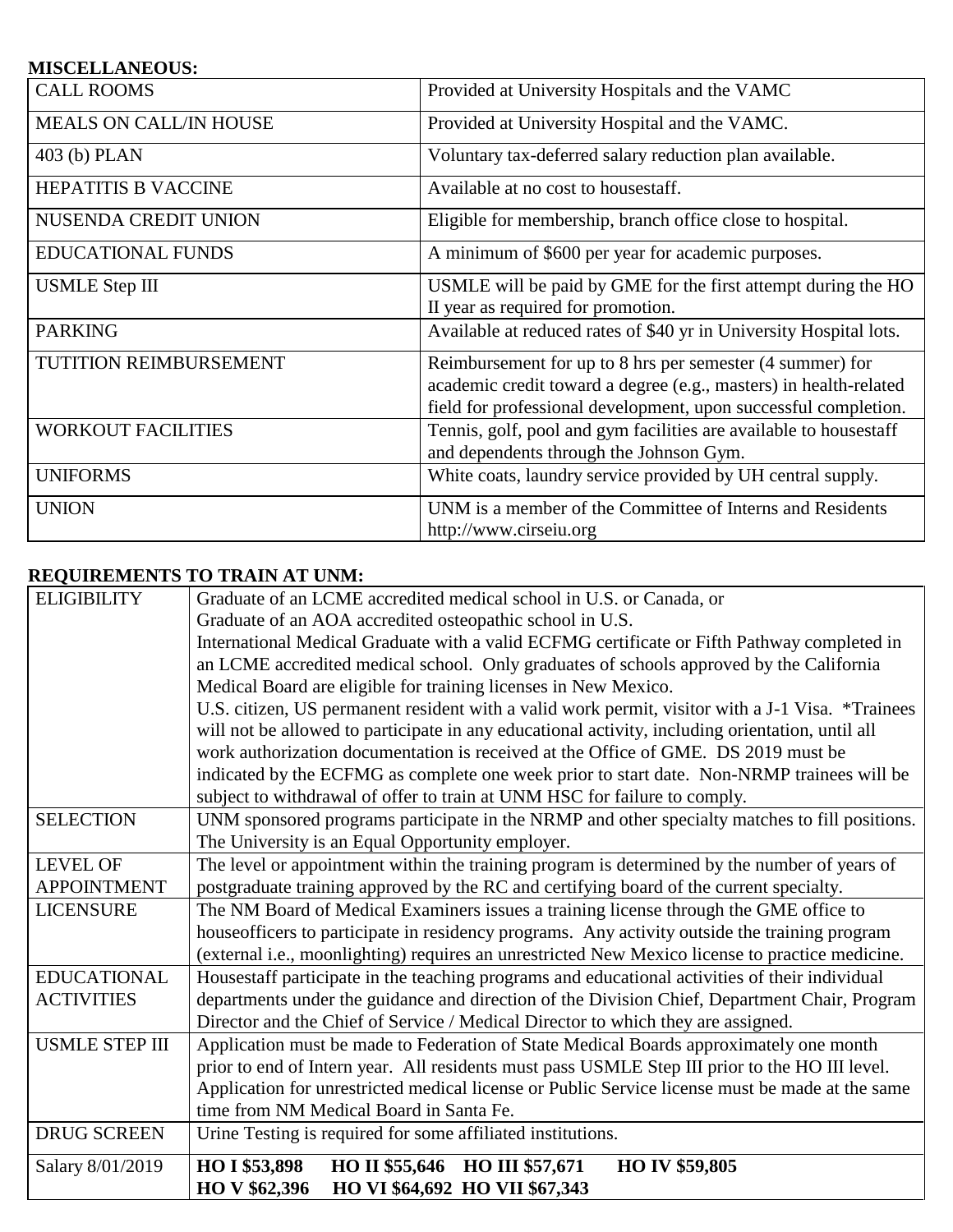**MISCELLANEOUS:**

| | |
|---|---|
| CALL ROOMS | Provided at University Hospitals and the VAMC |
| MEALS ON CALL/IN HOUSE | Provided at University Hospital and the VAMC. |
| 403 (b) PLAN | Voluntary tax-deferred salary reduction plan available. |
| HEPATITIS B VACCINE | Available at no cost to housestaff. |
| NUSENDA CREDIT UNION | Eligible for membership, branch office close to hospital. |
| EDUCATIONAL FUNDS | A minimum of $600 per year for academic purposes. |
| USMLE Step III | USMLE will be paid by GME for the first attempt during the HO II year as required for promotion. |
| PARKING | Available at reduced rates of $40 yr in University Hospital lots. |
| TUTITION REIMBURSEMENT | Reimbursement for up to 8 hrs per semester (4 summer) for academic credit toward a degree (e.g., masters) in health-related field for professional development, upon successful completion. |
| WORKOUT FACILITIES | Tennis, golf, pool and gym facilities are available to housestaff and dependents through the Johnson Gym. |
| UNIFORMS | White coats, laundry service provided by UH central supply. |
| UNION | UNM is a member of the Committee of Interns and Residents http://www.cirseiu.org |

**REQUIREMENTS TO TRAIN AT UNM:**

| | |
|---|---|
| ELIGIBILITY | Graduate of an LCME accredited medical school in U.S. or Canada, or<br>Graduate of an AOA accredited osteopathic school in U.S.<br>International Medical Graduate with a valid ECFMG certificate or Fifth Pathway completed in an LCME accredited medical school. Only graduates of schools approved by the California Medical Board are eligible for training licenses in New Mexico.<br>U.S. citizen, US permanent resident with a valid work permit, visitor with a J-1 Visa. *Trainees will not be allowed to participate in any educational activity, including orientation, until all work authorization documentation is received at the Office of GME. DS 2019 must be indicated by the ECFMG as complete one week prior to start date. Non-NRMP trainees will be subject to withdrawal of offer to train at UNM HSC for failure to comply. |
| SELECTION | UNM sponsored programs participate in the NRMP and other specialty matches to fill positions. The University is an Equal Opportunity employer. |
| LEVEL OF APPOINTMENT | The level or appointment within the training program is determined by the number of years of postgraduate training approved by the RC and certifying board of the current specialty. |
| LICENSURE | The NM Board of Medical Examiners issues a training license through the GME office to houseofficers to participate in residency programs. Any activity outside the training program (external i.e., moonlighting) requires an unrestricted New Mexico license to practice medicine. |
| EDUCATIONAL ACTIVITIES | Housestaff participate in the teaching programs and educational activities of their individual departments under the guidance and direction of the Division Chief, Department Chair, Program Director and the Chief of Service / Medical Director to which they are assigned. |
| USMLE STEP III | Application must be made to Federation of State Medical Boards approximately one month prior to end of Intern year. All residents must pass USMLE Step III prior to the HO III level. Application for unrestricted medical license or Public Service license must be made at the same time from NM Medical Board in Santa Fe. |
| DRUG SCREEN | Urine Testing is required for some affiliated institutions. |
| Salary 8/01/2019 | **HO I $53,898 HO II $55,646 HO III $57,671 HO IV $59,805 HO V $62,396 HO VI $64,692 HO VII $67,343** |